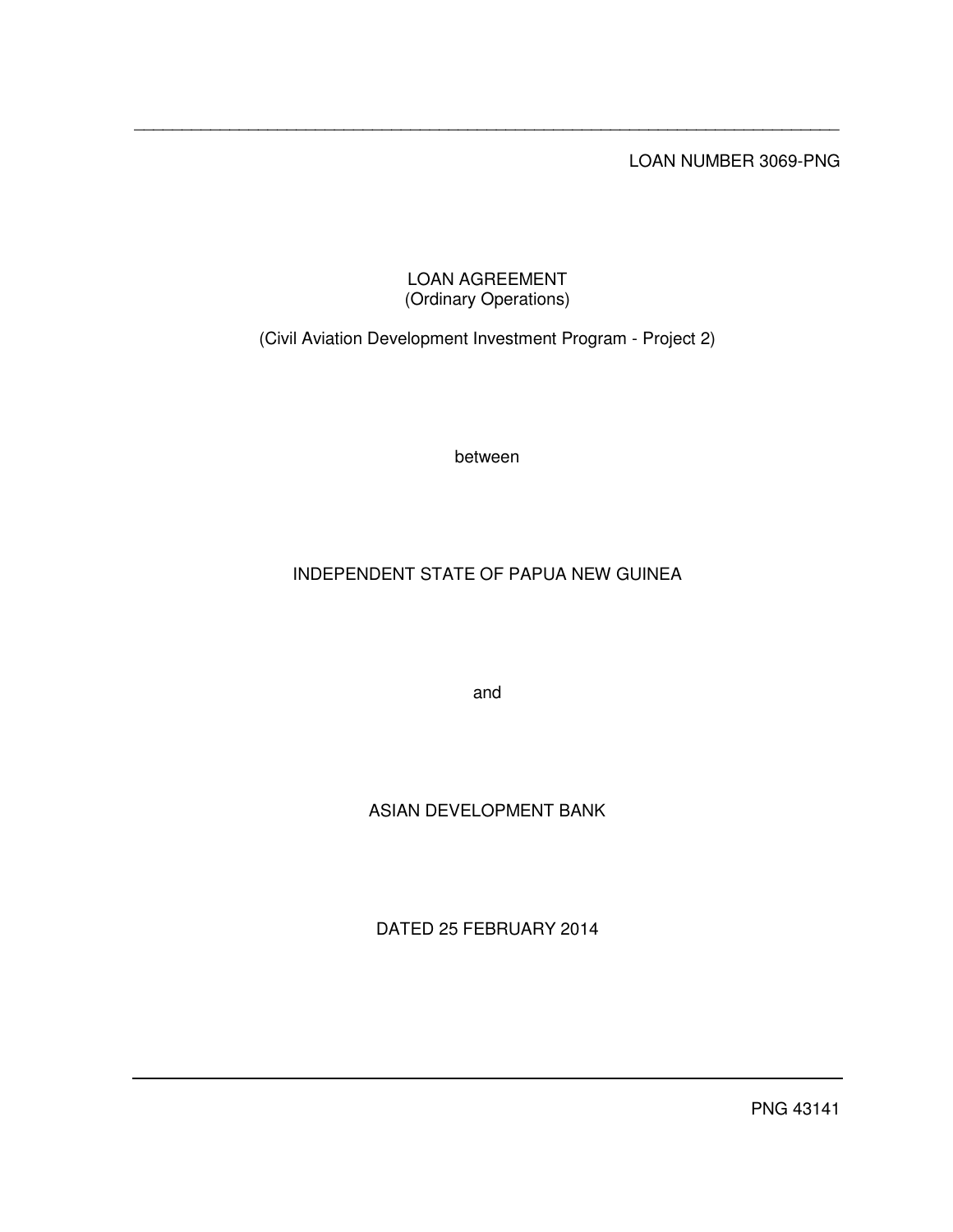LOAN NUMBER 3069-PNG

# LOAN AGREEMENT
(Ordinary Operations)

(Civil Aviation Development Investment Program - Project 2)

between

INDEPENDENT STATE OF PAPUA NEW GUINEA

and

ASIAN DEVELOPMENT BANK

DATED 25 FEBRUARY 2014

PNG 43141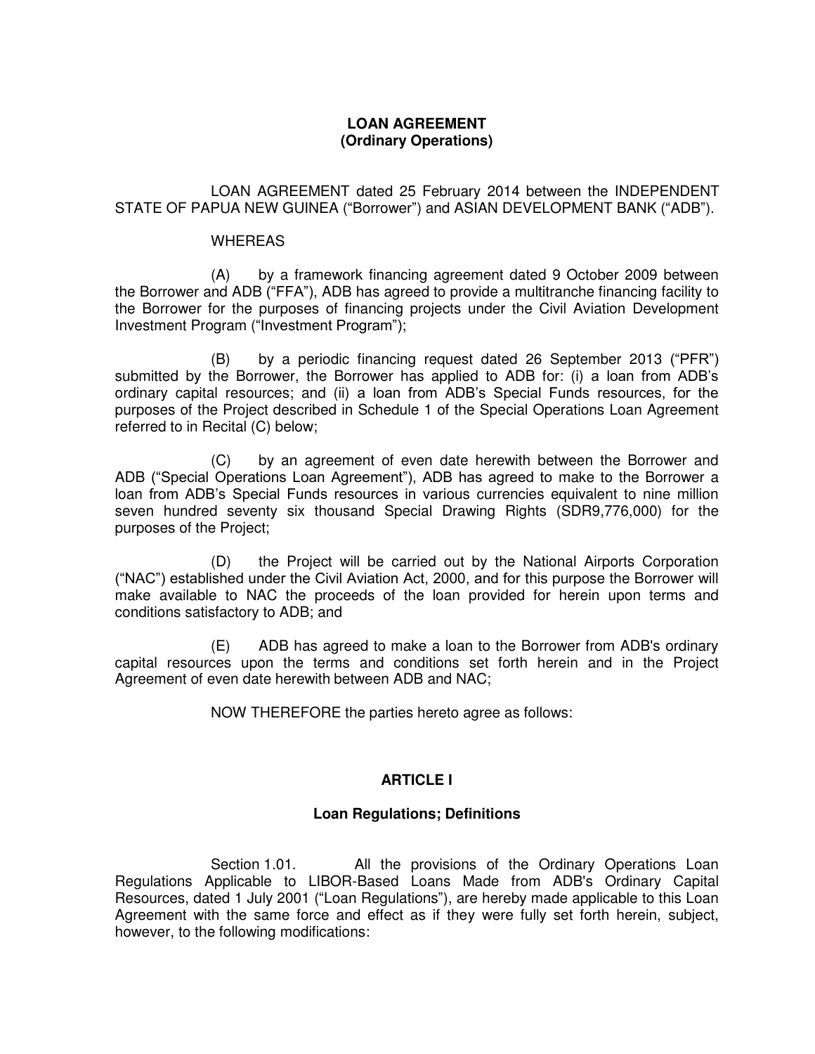**LOAN AGREEMENT**
**(Ordinary Operations)**

LOAN AGREEMENT dated 25 February 2014 between the INDEPENDENT STATE OF PAPUA NEW GUINEA ("Borrower") and ASIAN DEVELOPMENT BANK ("ADB").

WHEREAS

(A) by a framework financing agreement dated 9 October 2009 between the Borrower and ADB ("FFA"), ADB has agreed to provide a multitranche financing facility to the Borrower for the purposes of financing projects under the Civil Aviation Development Investment Program ("Investment Program");

(B) by a periodic financing request dated 26 September 2013 ("PFR") submitted by the Borrower, the Borrower has applied to ADB for: (i) a loan from ADB's ordinary capital resources; and (ii) a loan from ADB's Special Funds resources, for the purposes of the Project described in Schedule 1 of the Special Operations Loan Agreement referred to in Recital (C) below;

(C) by an agreement of even date herewith between the Borrower and ADB ("Special Operations Loan Agreement"), ADB has agreed to make to the Borrower a loan from ADB's Special Funds resources in various currencies equivalent to nine million seven hundred seventy six thousand Special Drawing Rights (SDR9,776,000) for the purposes of the Project;

(D) the Project will be carried out by the National Airports Corporation ("NAC") established under the Civil Aviation Act, 2000, and for this purpose the Borrower will make available to NAC the proceeds of the loan provided for herein upon terms and conditions satisfactory to ADB; and

(E) ADB has agreed to make a loan to the Borrower from ADB's ordinary capital resources upon the terms and conditions set forth herein and in the Project Agreement of even date herewith between ADB and NAC;

NOW THEREFORE the parties hereto agree as follows:

## ARTICLE I

### Loan Regulations; Definitions

Section 1.01. All the provisions of the Ordinary Operations Loan Regulations Applicable to LIBOR-Based Loans Made from ADB's Ordinary Capital Resources, dated 1 July 2001 ("Loan Regulations"), are hereby made applicable to this Loan Agreement with the same force and effect as if they were fully set forth herein, subject, however, to the following modifications: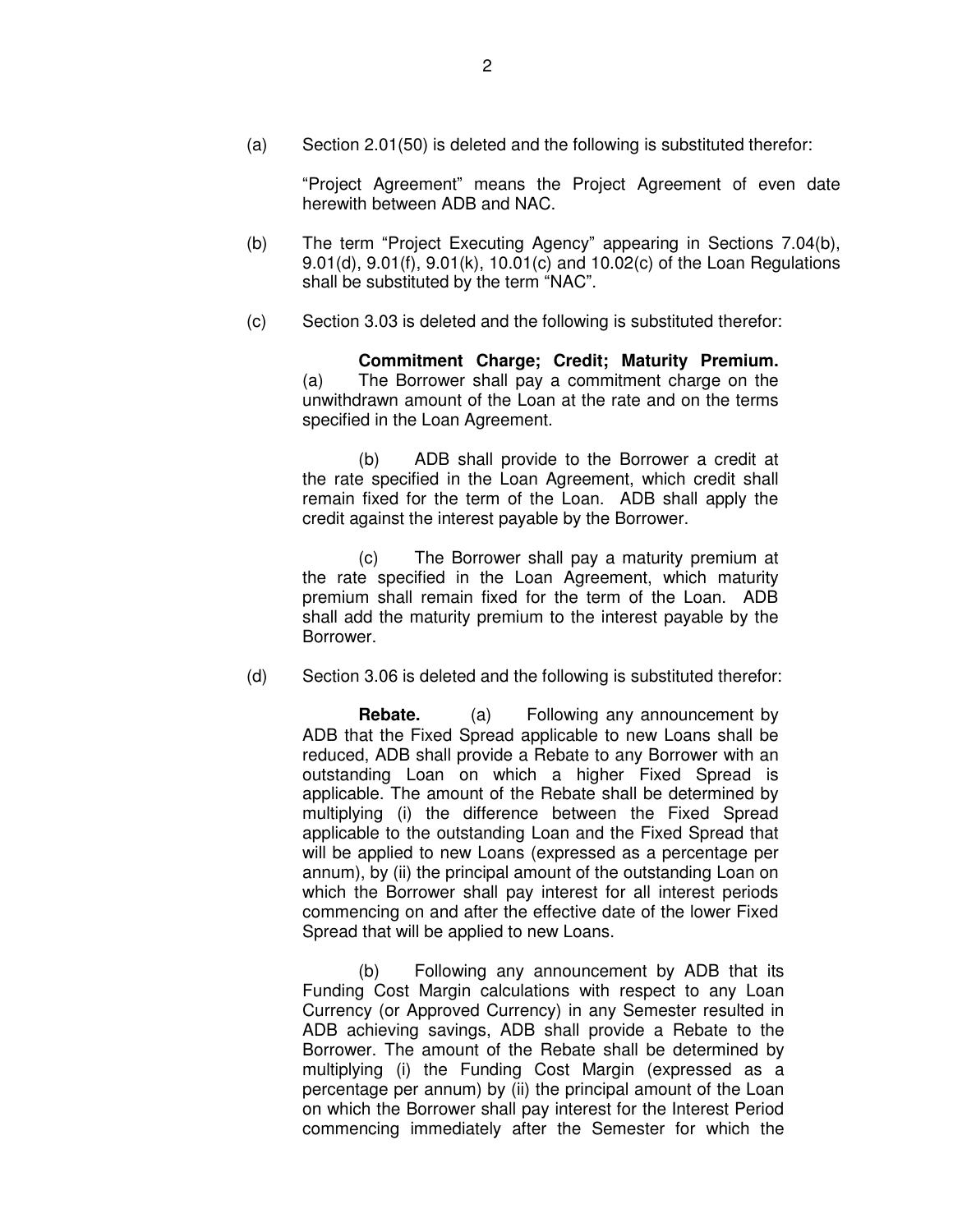(a) Section 2.01(50) is deleted and the following is substituted therefor:

> "Project Agreement" means the Project Agreement of even date herewith between ADB and NAC.

(b) The term "Project Executing Agency" appearing in Sections 7.04(b), 9.01(d), 9.01(f), 9.01(k), 10.01(c) and 10.02(c) of the Loan Regulations shall be substituted by the term "NAC".

(c) Section 3.03 is deleted and the following is substituted therefor:

> **Commitment Charge; Credit; Maturity Premium.** (a) The Borrower shall pay a commitment charge on the unwithdrawn amount of the Loan at the rate and on the terms specified in the Loan Agreement.
>
> (b) ADB shall provide to the Borrower a credit at the rate specified in the Loan Agreement, which credit shall remain fixed for the term of the Loan. ADB shall apply the credit against the interest payable by the Borrower.
>
> (c) The Borrower shall pay a maturity premium at the rate specified in the Loan Agreement, which maturity premium shall remain fixed for the term of the Loan. ADB shall add the maturity premium to the interest payable by the Borrower.

(d) Section 3.06 is deleted and the following is substituted therefor:

> **Rebate.** (a) Following any announcement by ADB that the Fixed Spread applicable to new Loans shall be reduced, ADB shall provide a Rebate to any Borrower with an outstanding Loan on which a higher Fixed Spread is applicable. The amount of the Rebate shall be determined by multiplying (i) the difference between the Fixed Spread applicable to the outstanding Loan and the Fixed Spread that will be applied to new Loans (expressed as a percentage per annum), by (ii) the principal amount of the outstanding Loan on which the Borrower shall pay interest for all interest periods commencing on and after the effective date of the lower Fixed Spread that will be applied to new Loans.
>
> (b) Following any announcement by ADB that its Funding Cost Margin calculations with respect to any Loan Currency (or Approved Currency) in any Semester resulted in ADB achieving savings, ADB shall provide a Rebate to the Borrower. The amount of the Rebate shall be determined by multiplying (i) the Funding Cost Margin (expressed as a percentage per annum) by (ii) the principal amount of the Loan on which the Borrower shall pay interest for the Interest Period commencing immediately after the Semester for which the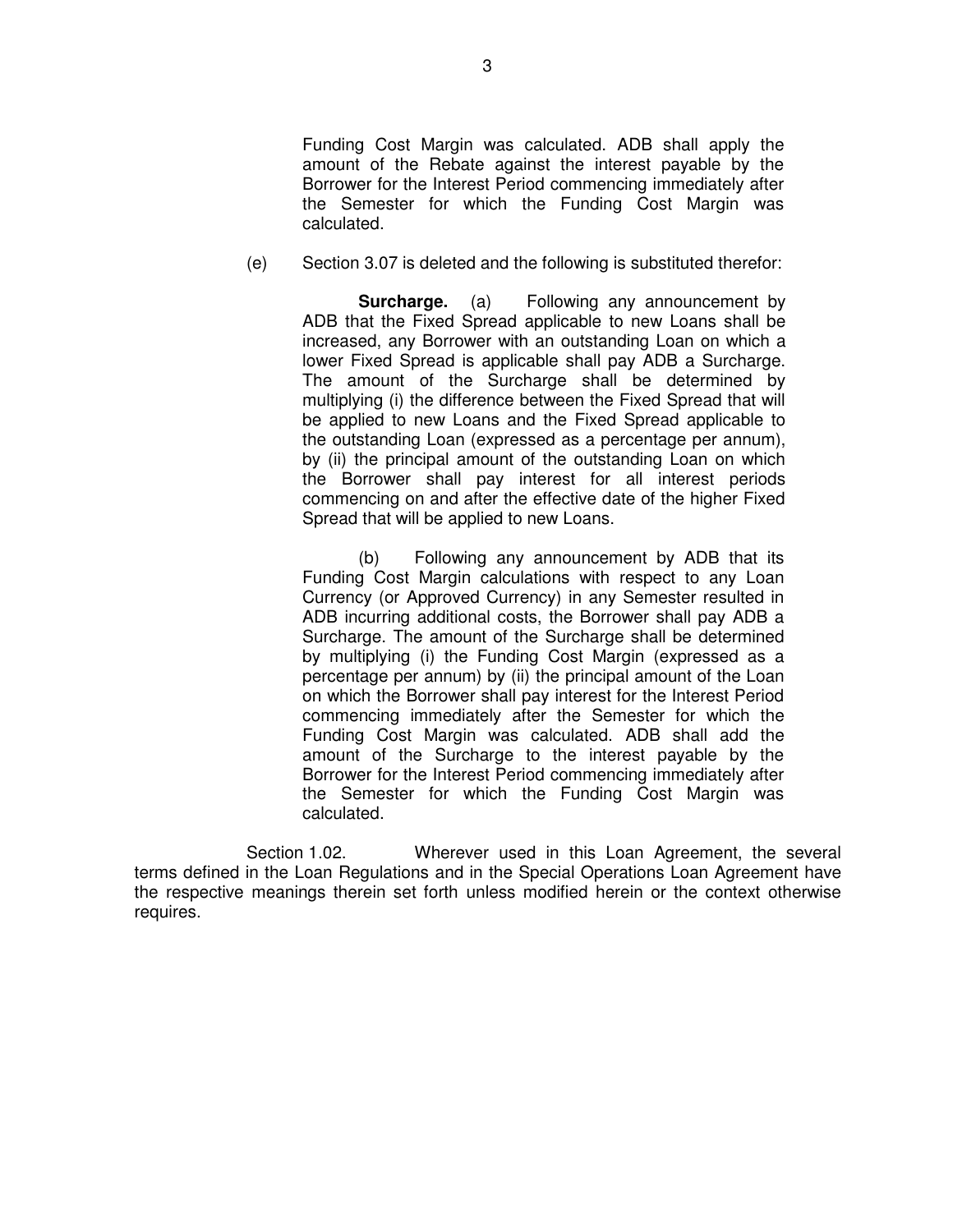Funding Cost Margin was calculated. ADB shall apply the amount of the Rebate against the interest payable by the Borrower for the Interest Period commencing immediately after the Semester for which the Funding Cost Margin was calculated.

(e) Section 3.07 is deleted and the following is substituted therefor:

**Surcharge.** (a) Following any announcement by ADB that the Fixed Spread applicable to new Loans shall be increased, any Borrower with an outstanding Loan on which a lower Fixed Spread is applicable shall pay ADB a Surcharge. The amount of the Surcharge shall be determined by multiplying (i) the difference between the Fixed Spread that will be applied to new Loans and the Fixed Spread applicable to the outstanding Loan (expressed as a percentage per annum), by (ii) the principal amount of the outstanding Loan on which the Borrower shall pay interest for all interest periods commencing on and after the effective date of the higher Fixed Spread that will be applied to new Loans.

(b) Following any announcement by ADB that its Funding Cost Margin calculations with respect to any Loan Currency (or Approved Currency) in any Semester resulted in ADB incurring additional costs, the Borrower shall pay ADB a Surcharge. The amount of the Surcharge shall be determined by multiplying (i) the Funding Cost Margin (expressed as a percentage per annum) by (ii) the principal amount of the Loan on which the Borrower shall pay interest for the Interest Period commencing immediately after the Semester for which the Funding Cost Margin was calculated. ADB shall add the amount of the Surcharge to the interest payable by the Borrower for the Interest Period commencing immediately after the Semester for which the Funding Cost Margin was calculated.

Section 1.02. Wherever used in this Loan Agreement, the several terms defined in the Loan Regulations and in the Special Operations Loan Agreement have the respective meanings therein set forth unless modified herein or the context otherwise requires.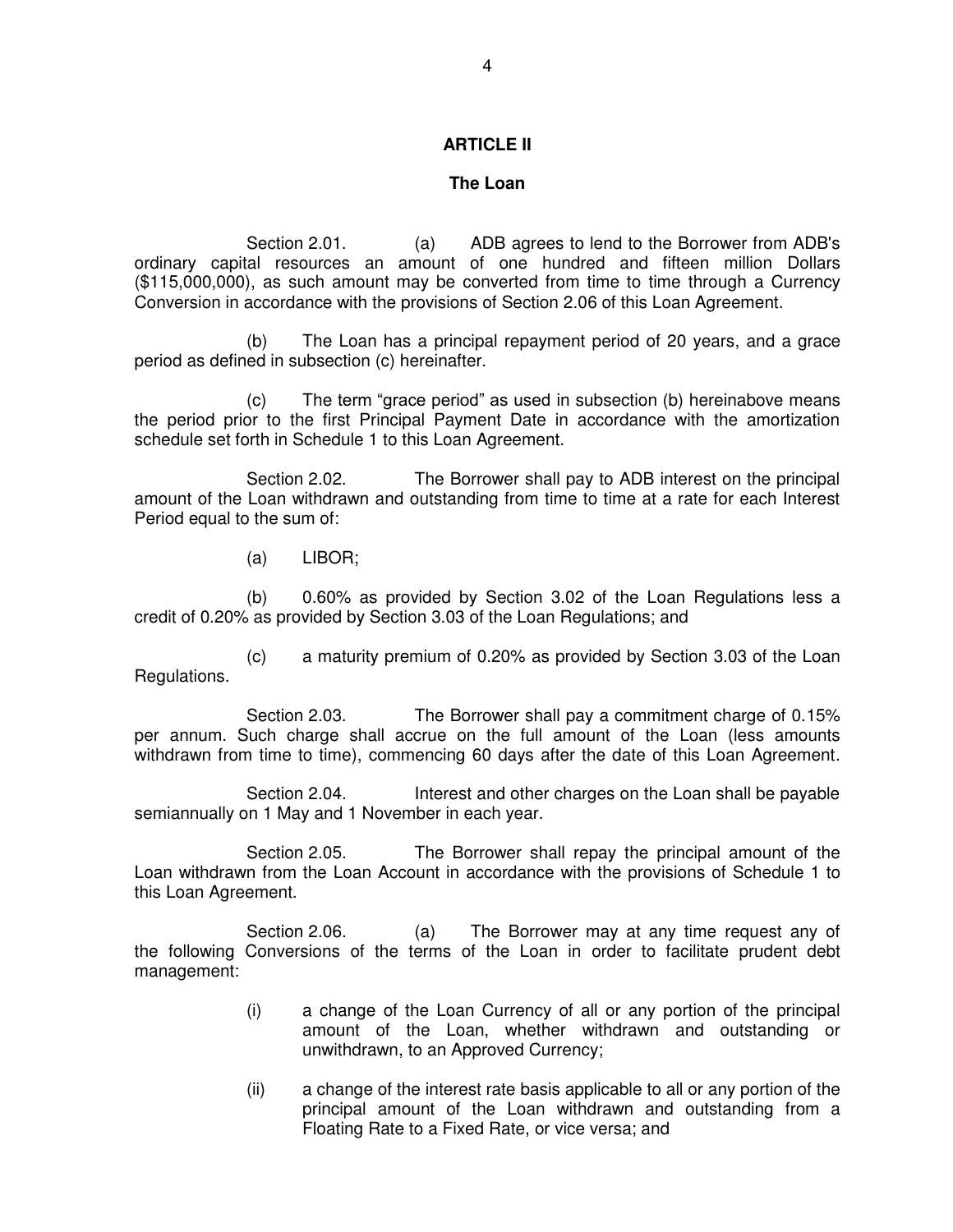## ARTICLE II

### The Loan

Section 2.01. (a) ADB agrees to lend to the Borrower from ADB's ordinary capital resources an amount of one hundred and fifteen million Dollars ($115,000,000), as such amount may be converted from time to time through a Currency Conversion in accordance with the provisions of Section 2.06 of this Loan Agreement.

(b) The Loan has a principal repayment period of 20 years, and a grace period as defined in subsection (c) hereinafter.

(c) The term "grace period" as used in subsection (b) hereinabove means the period prior to the first Principal Payment Date in accordance with the amortization schedule set forth in Schedule 1 to this Loan Agreement.

Section 2.02. The Borrower shall pay to ADB interest on the principal amount of the Loan withdrawn and outstanding from time to time at a rate for each Interest Period equal to the sum of:

(a) LIBOR;

(b) 0.60% as provided by Section 3.02 of the Loan Regulations less a credit of 0.20% as provided by Section 3.03 of the Loan Regulations; and

(c) a maturity premium of 0.20% as provided by Section 3.03 of the Loan Regulations.

Section 2.03. The Borrower shall pay a commitment charge of 0.15% per annum. Such charge shall accrue on the full amount of the Loan (less amounts withdrawn from time to time), commencing 60 days after the date of this Loan Agreement.

Section 2.04. Interest and other charges on the Loan shall be payable semiannually on 1 May and 1 November in each year.

Section 2.05. The Borrower shall repay the principal amount of the Loan withdrawn from the Loan Account in accordance with the provisions of Schedule 1 to this Loan Agreement.

Section 2.06. (a) The Borrower may at any time request any of the following Conversions of the terms of the Loan in order to facilitate prudent debt management:

(i) a change of the Loan Currency of all or any portion of the principal amount of the Loan, whether withdrawn and outstanding or unwithdrawn, to an Approved Currency;

(ii) a change of the interest rate basis applicable to all or any portion of the principal amount of the Loan withdrawn and outstanding from a Floating Rate to a Fixed Rate, or vice versa; and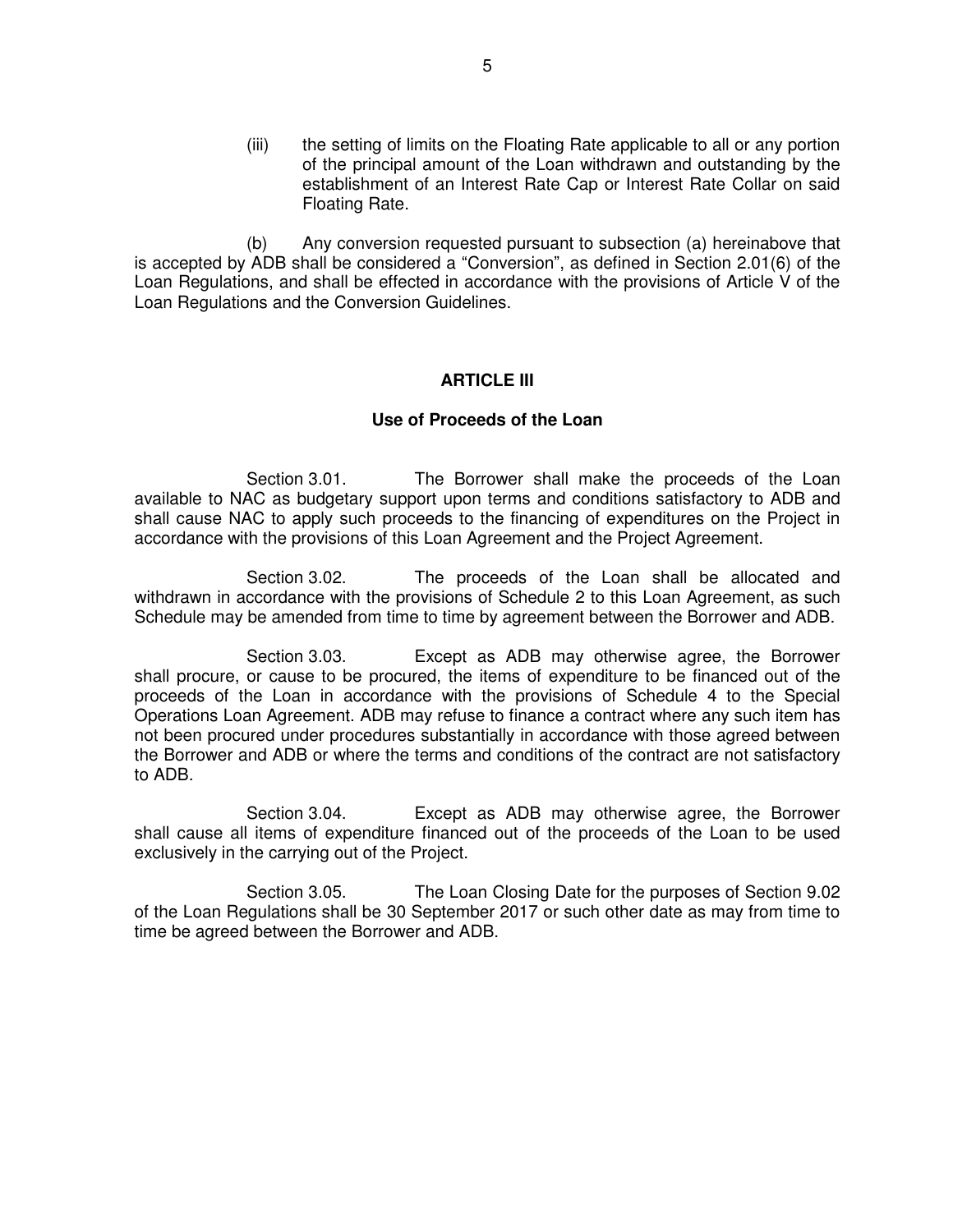(iii) the setting of limits on the Floating Rate applicable to all or any portion of the principal amount of the Loan withdrawn and outstanding by the establishment of an Interest Rate Cap or Interest Rate Collar on said Floating Rate.

(b) Any conversion requested pursuant to subsection (a) hereinabove that is accepted by ADB shall be considered a "Conversion", as defined in Section 2.01(6) of the Loan Regulations, and shall be effected in accordance with the provisions of Article V of the Loan Regulations and the Conversion Guidelines.

**ARTICLE III**

**Use of Proceeds of the Loan**

Section 3.01. The Borrower shall make the proceeds of the Loan available to NAC as budgetary support upon terms and conditions satisfactory to ADB and shall cause NAC to apply such proceeds to the financing of expenditures on the Project in accordance with the provisions of this Loan Agreement and the Project Agreement.

Section 3.02. The proceeds of the Loan shall be allocated and withdrawn in accordance with the provisions of Schedule 2 to this Loan Agreement, as such Schedule may be amended from time to time by agreement between the Borrower and ADB.

Section 3.03. Except as ADB may otherwise agree, the Borrower shall procure, or cause to be procured, the items of expenditure to be financed out of the proceeds of the Loan in accordance with the provisions of Schedule 4 to the Special Operations Loan Agreement. ADB may refuse to finance a contract where any such item has not been procured under procedures substantially in accordance with those agreed between the Borrower and ADB or where the terms and conditions of the contract are not satisfactory to ADB.

Section 3.04. Except as ADB may otherwise agree, the Borrower shall cause all items of expenditure financed out of the proceeds of the Loan to be used exclusively in the carrying out of the Project.

Section 3.05. The Loan Closing Date for the purposes of Section 9.02 of the Loan Regulations shall be 30 September 2017 or such other date as may from time to time be agreed between the Borrower and ADB.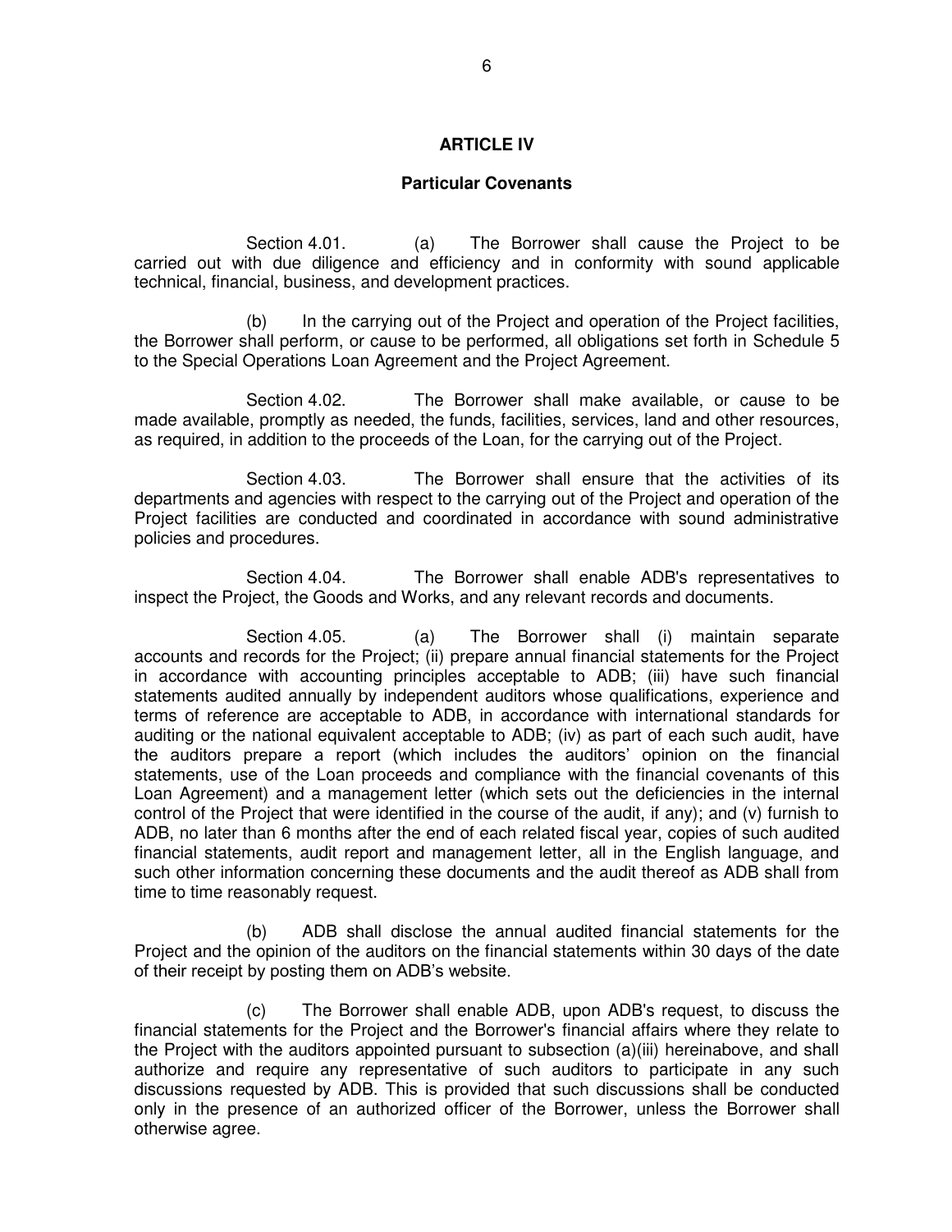## ARTICLE IV

### Particular Covenants

Section 4.01. (a) The Borrower shall cause the Project to be carried out with due diligence and efficiency and in conformity with sound applicable technical, financial, business, and development practices.

(b) In the carrying out of the Project and operation of the Project facilities, the Borrower shall perform, or cause to be performed, all obligations set forth in Schedule 5 to the Special Operations Loan Agreement and the Project Agreement.

Section 4.02. The Borrower shall make available, or cause to be made available, promptly as needed, the funds, facilities, services, land and other resources, as required, in addition to the proceeds of the Loan, for the carrying out of the Project.

Section 4.03. The Borrower shall ensure that the activities of its departments and agencies with respect to the carrying out of the Project and operation of the Project facilities are conducted and coordinated in accordance with sound administrative policies and procedures.

Section 4.04. The Borrower shall enable ADB's representatives to inspect the Project, the Goods and Works, and any relevant records and documents.

Section 4.05. (a) The Borrower shall (i) maintain separate accounts and records for the Project; (ii) prepare annual financial statements for the Project in accordance with accounting principles acceptable to ADB; (iii) have such financial statements audited annually by independent auditors whose qualifications, experience and terms of reference are acceptable to ADB, in accordance with international standards for auditing or the national equivalent acceptable to ADB; (iv) as part of each such audit, have the auditors prepare a report (which includes the auditors' opinion on the financial statements, use of the Loan proceeds and compliance with the financial covenants of this Loan Agreement) and a management letter (which sets out the deficiencies in the internal control of the Project that were identified in the course of the audit, if any); and (v) furnish to ADB, no later than 6 months after the end of each related fiscal year, copies of such audited financial statements, audit report and management letter, all in the English language, and such other information concerning these documents and the audit thereof as ADB shall from time to time reasonably request.

(b) ADB shall disclose the annual audited financial statements for the Project and the opinion of the auditors on the financial statements within 30 days of the date of their receipt by posting them on ADB's website.

(c) The Borrower shall enable ADB, upon ADB's request, to discuss the financial statements for the Project and the Borrower's financial affairs where they relate to the Project with the auditors appointed pursuant to subsection (a)(iii) hereinabove, and shall authorize and require any representative of such auditors to participate in any such discussions requested by ADB. This is provided that such discussions shall be conducted only in the presence of an authorized officer of the Borrower, unless the Borrower shall otherwise agree.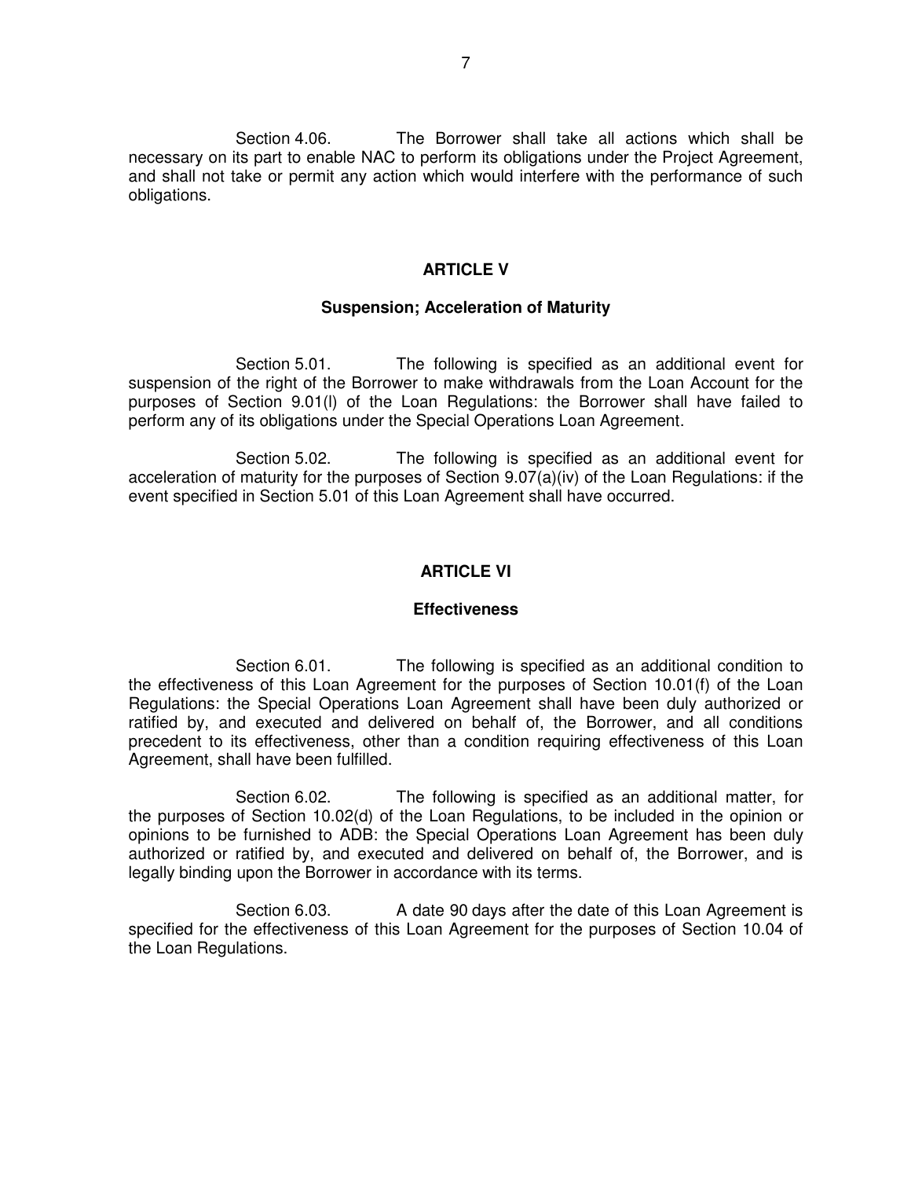Section 4.06. The Borrower shall take all actions which shall be necessary on its part to enable NAC to perform its obligations under the Project Agreement, and shall not take or permit any action which would interfere with the performance of such obligations.

## ARTICLE V

### Suspension; Acceleration of Maturity

Section 5.01. The following is specified as an additional event for suspension of the right of the Borrower to make withdrawals from the Loan Account for the purposes of Section 9.01(l) of the Loan Regulations: the Borrower shall have failed to perform any of its obligations under the Special Operations Loan Agreement.

Section 5.02. The following is specified as an additional event for acceleration of maturity for the purposes of Section 9.07(a)(iv) of the Loan Regulations: if the event specified in Section 5.01 of this Loan Agreement shall have occurred.

## ARTICLE VI

### Effectiveness

Section 6.01. The following is specified as an additional condition to the effectiveness of this Loan Agreement for the purposes of Section 10.01(f) of the Loan Regulations: the Special Operations Loan Agreement shall have been duly authorized or ratified by, and executed and delivered on behalf of, the Borrower, and all conditions precedent to its effectiveness, other than a condition requiring effectiveness of this Loan Agreement, shall have been fulfilled.

Section 6.02. The following is specified as an additional matter, for the purposes of Section 10.02(d) of the Loan Regulations, to be included in the opinion or opinions to be furnished to ADB: the Special Operations Loan Agreement has been duly authorized or ratified by, and executed and delivered on behalf of, the Borrower, and is legally binding upon the Borrower in accordance with its terms.

Section 6.03. A date 90 days after the date of this Loan Agreement is specified for the effectiveness of this Loan Agreement for the purposes of Section 10.04 of the Loan Regulations.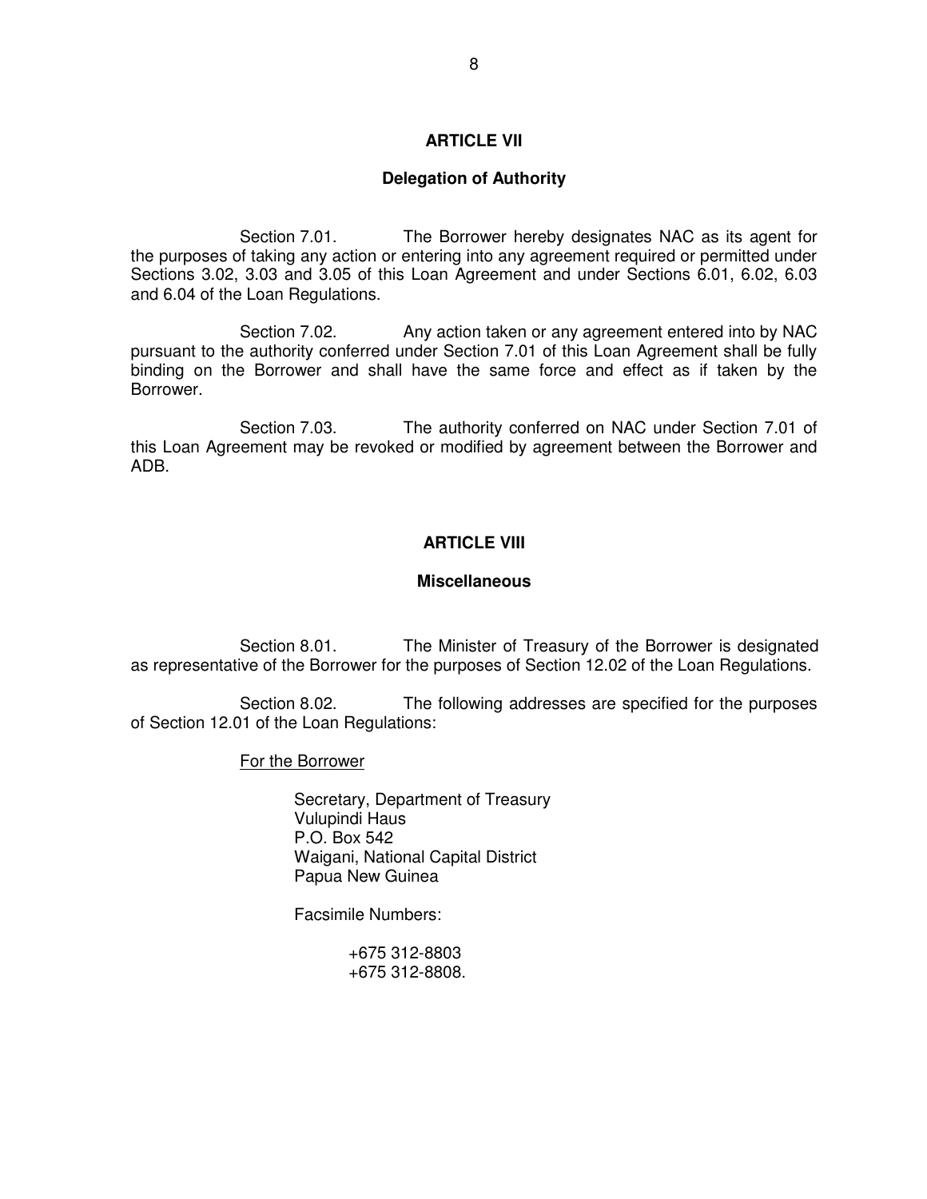## ARTICLE VII

### Delegation of Authority

Section 7.01. The Borrower hereby designates NAC as its agent for the purposes of taking any action or entering into any agreement required or permitted under Sections 3.02, 3.03 and 3.05 of this Loan Agreement and under Sections 6.01, 6.02, 6.03 and 6.04 of the Loan Regulations.

Section 7.02. Any action taken or any agreement entered into by NAC pursuant to the authority conferred under Section 7.01 of this Loan Agreement shall be fully binding on the Borrower and shall have the same force and effect as if taken by the Borrower.

Section 7.03. The authority conferred on NAC under Section 7.01 of this Loan Agreement may be revoked or modified by agreement between the Borrower and ADB.

## ARTICLE VIII

### Miscellaneous

Section 8.01. The Minister of Treasury of the Borrower is designated as representative of the Borrower for the purposes of Section 12.02 of the Loan Regulations.

Section 8.02. The following addresses are specified for the purposes of Section 12.01 of the Loan Regulations:

For the Borrower

Secretary, Department of Treasury
Vulupindi Haus
P.O. Box 542
Waigani, National Capital District
Papua New Guinea

Facsimile Numbers:

+675 312-8803
+675 312-8808.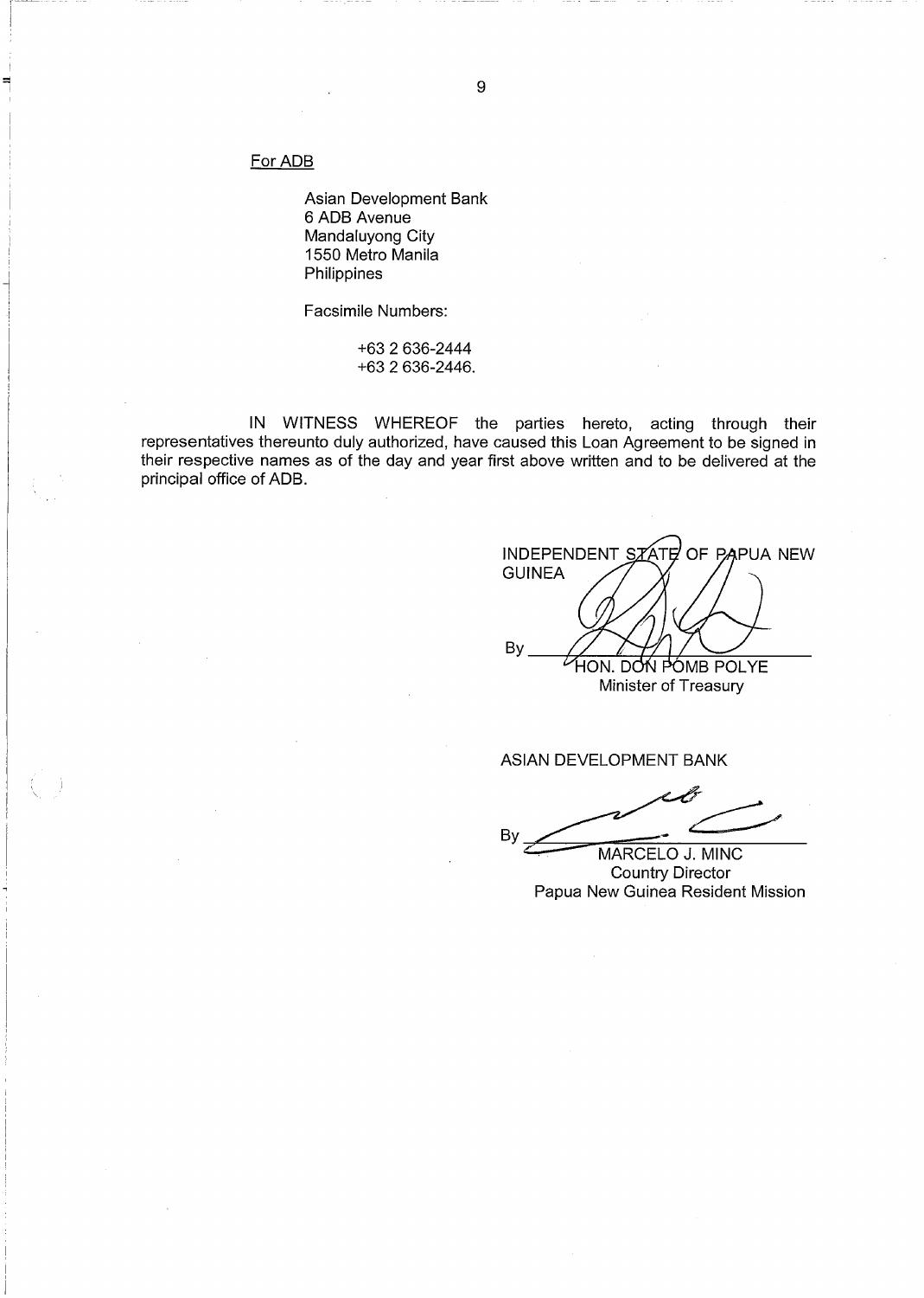For ADB

Asian Development Bank
6 ADB Avenue
Mandaluyong City
1550 Metro Manila
Philippines

Facsimile Numbers:

+63 2 636-2444
+63 2 636-2446.

IN WITNESS WHEREOF the parties hereto, acting through their representatives thereunto duly authorized, have caused this Loan Agreement to be signed in their respective names as of the day and year first above written and to be delivered at the principal office of ADB.

INDEPENDENT STATE OF PAPUA NEW GUINEA

By ______________________
HON. DON POMB POLYE
Minister of Treasury

ASIAN DEVELOPMENT BANK

By ______________________
MARCELO J. MINC
Country Director
Papua New Guinea Resident Mission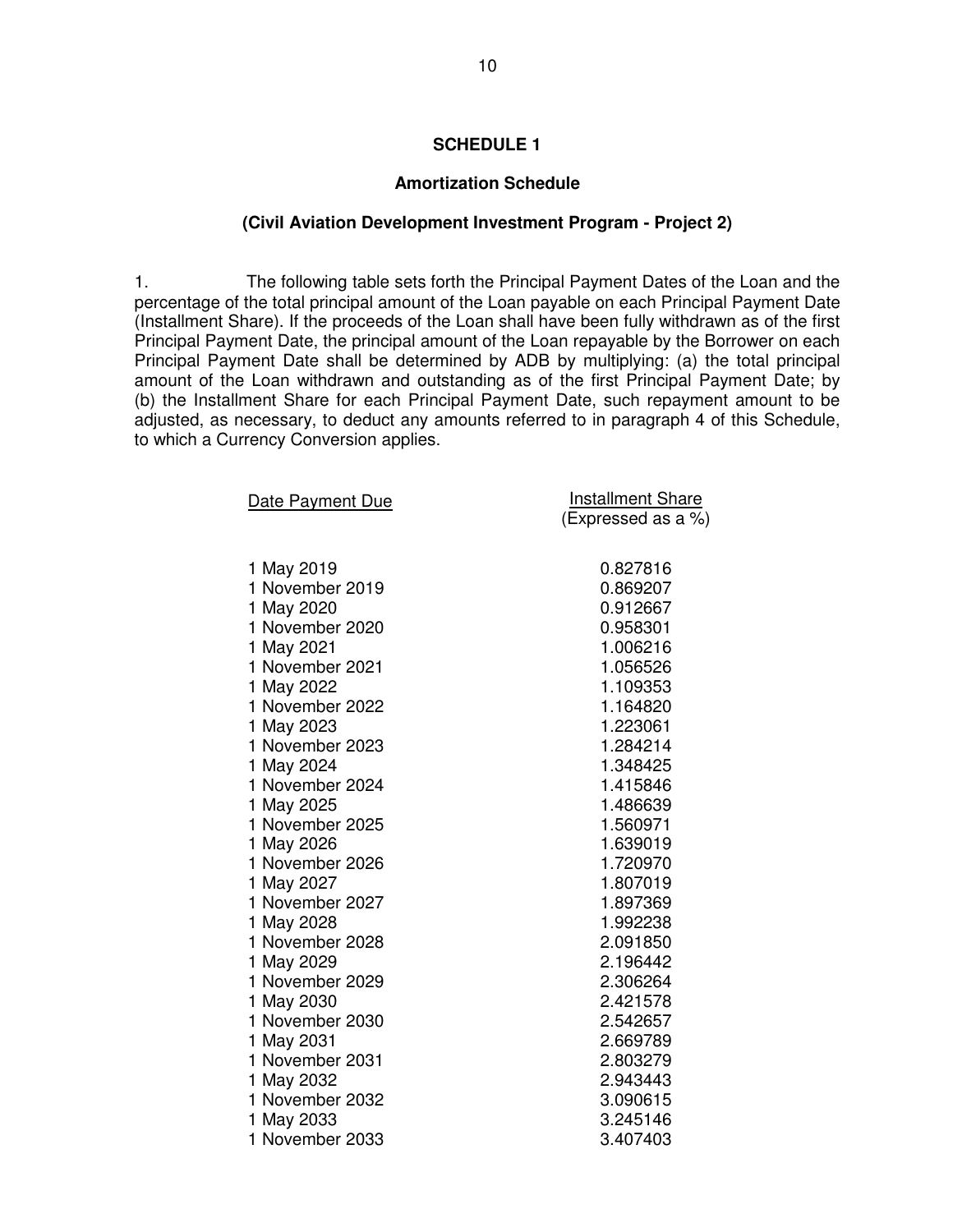## SCHEDULE 1

### Amortization Schedule

### (Civil Aviation Development Investment Program - Project 2)

1. The following table sets forth the Principal Payment Dates of the Loan and the percentage of the total principal amount of the Loan payable on each Principal Payment Date (Installment Share). If the proceeds of the Loan shall have been fully withdrawn as of the first Principal Payment Date, the principal amount of the Loan repayable by the Borrower on each Principal Payment Date shall be determined by ADB by multiplying: (a) the total principal amount of the Loan withdrawn and outstanding as of the first Principal Payment Date; by (b) the Installment Share for each Principal Payment Date, such repayment amount to be adjusted, as necessary, to deduct any amounts referred to in paragraph 4 of this Schedule, to which a Currency Conversion applies.

| Date Payment Due | Installment Share (Expressed as a %) |
|---|---|
| 1 May 2019 | 0.827816 |
| 1 November 2019 | 0.869207 |
| 1 May 2020 | 0.912667 |
| 1 November 2020 | 0.958301 |
| 1 May 2021 | 1.006216 |
| 1 November 2021 | 1.056526 |
| 1 May 2022 | 1.109353 |
| 1 November 2022 | 1.164820 |
| 1 May 2023 | 1.223061 |
| 1 November 2023 | 1.284214 |
| 1 May 2024 | 1.348425 |
| 1 November 2024 | 1.415846 |
| 1 May 2025 | 1.486639 |
| 1 November 2025 | 1.560971 |
| 1 May 2026 | 1.639019 |
| 1 November 2026 | 1.720970 |
| 1 May 2027 | 1.807019 |
| 1 November 2027 | 1.897369 |
| 1 May 2028 | 1.992238 |
| 1 November 2028 | 2.091850 |
| 1 May 2029 | 2.196442 |
| 1 November 2029 | 2.306264 |
| 1 May 2030 | 2.421578 |
| 1 November 2030 | 2.542657 |
| 1 May 2031 | 2.669789 |
| 1 November 2031 | 2.803279 |
| 1 May 2032 | 2.943443 |
| 1 November 2032 | 3.090615 |
| 1 May 2033 | 3.245146 |
| 1 November 2033 | 3.407403 |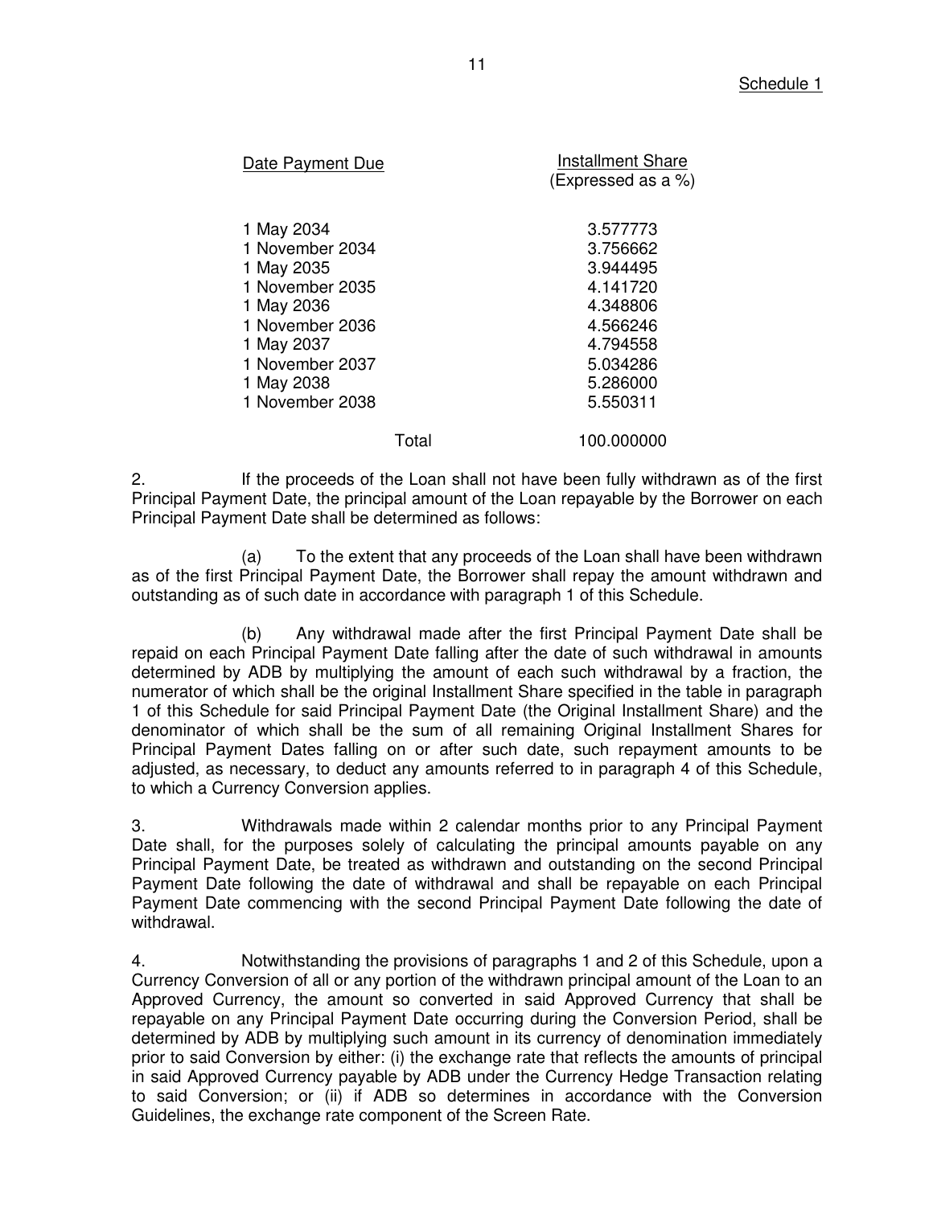Schedule 1

| Date Payment Due | Installment Share (Expressed as a %) |
| --- | --- |
| 1 May 2034 | 3.577773 |
| 1 November 2034 | 3.756662 |
| 1 May 2035 | 3.944495 |
| 1 November 2035 | 4.141720 |
| 1 May 2036 | 4.348806 |
| 1 November 2036 | 4.566246 |
| 1 May 2037 | 4.794558 |
| 1 November 2037 | 5.034286 |
| 1 May 2038 | 5.286000 |
| 1 November 2038 | 5.550311 |
| Total | 100.000000 |

2. If the proceeds of the Loan shall not have been fully withdrawn as of the first Principal Payment Date, the principal amount of the Loan repayable by the Borrower on each Principal Payment Date shall be determined as follows:

(a) To the extent that any proceeds of the Loan shall have been withdrawn as of the first Principal Payment Date, the Borrower shall repay the amount withdrawn and outstanding as of such date in accordance with paragraph 1 of this Schedule.

(b) Any withdrawal made after the first Principal Payment Date shall be repaid on each Principal Payment Date falling after the date of such withdrawal in amounts determined by ADB by multiplying the amount of each such withdrawal by a fraction, the numerator of which shall be the original Installment Share specified in the table in paragraph 1 of this Schedule for said Principal Payment Date (the Original Installment Share) and the denominator of which shall be the sum of all remaining Original Installment Shares for Principal Payment Dates falling on or after such date, such repayment amounts to be adjusted, as necessary, to deduct any amounts referred to in paragraph 4 of this Schedule, to which a Currency Conversion applies.

3. Withdrawals made within 2 calendar months prior to any Principal Payment Date shall, for the purposes solely of calculating the principal amounts payable on any Principal Payment Date, be treated as withdrawn and outstanding on the second Principal Payment Date following the date of withdrawal and shall be repayable on each Principal Payment Date commencing with the second Principal Payment Date following the date of withdrawal.

4. Notwithstanding the provisions of paragraphs 1 and 2 of this Schedule, upon a Currency Conversion of all or any portion of the withdrawn principal amount of the Loan to an Approved Currency, the amount so converted in said Approved Currency that shall be repayable on any Principal Payment Date occurring during the Conversion Period, shall be determined by ADB by multiplying such amount in its currency of denomination immediately prior to said Conversion by either: (i) the exchange rate that reflects the amounts of principal in said Approved Currency payable by ADB under the Currency Hedge Transaction relating to said Conversion; or (ii) if ADB so determines in accordance with the Conversion Guidelines, the exchange rate component of the Screen Rate.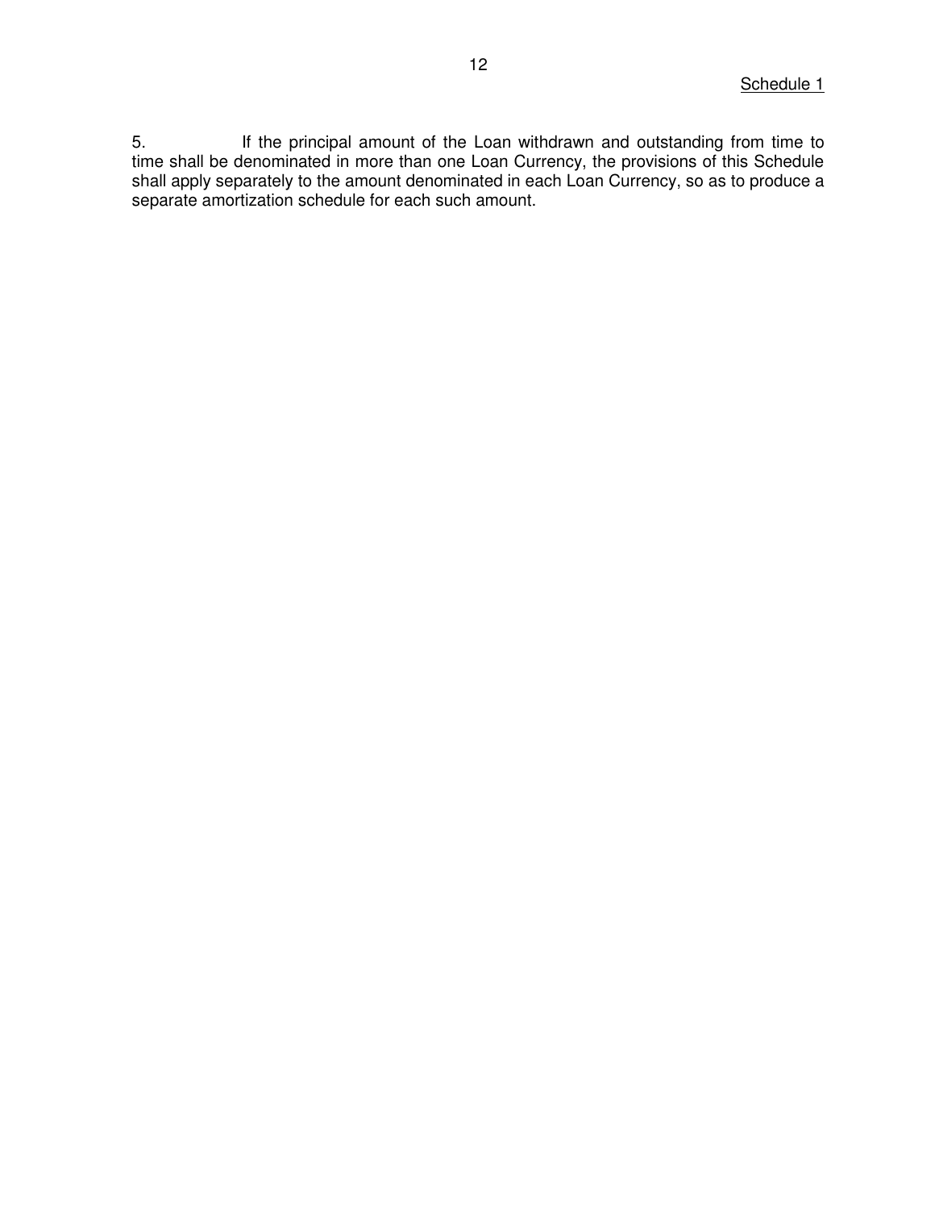5. If the principal amount of the Loan withdrawn and outstanding from time to time shall be denominated in more than one Loan Currency, the provisions of this Schedule shall apply separately to the amount denominated in each Loan Currency, so as to produce a separate amortization schedule for each such amount.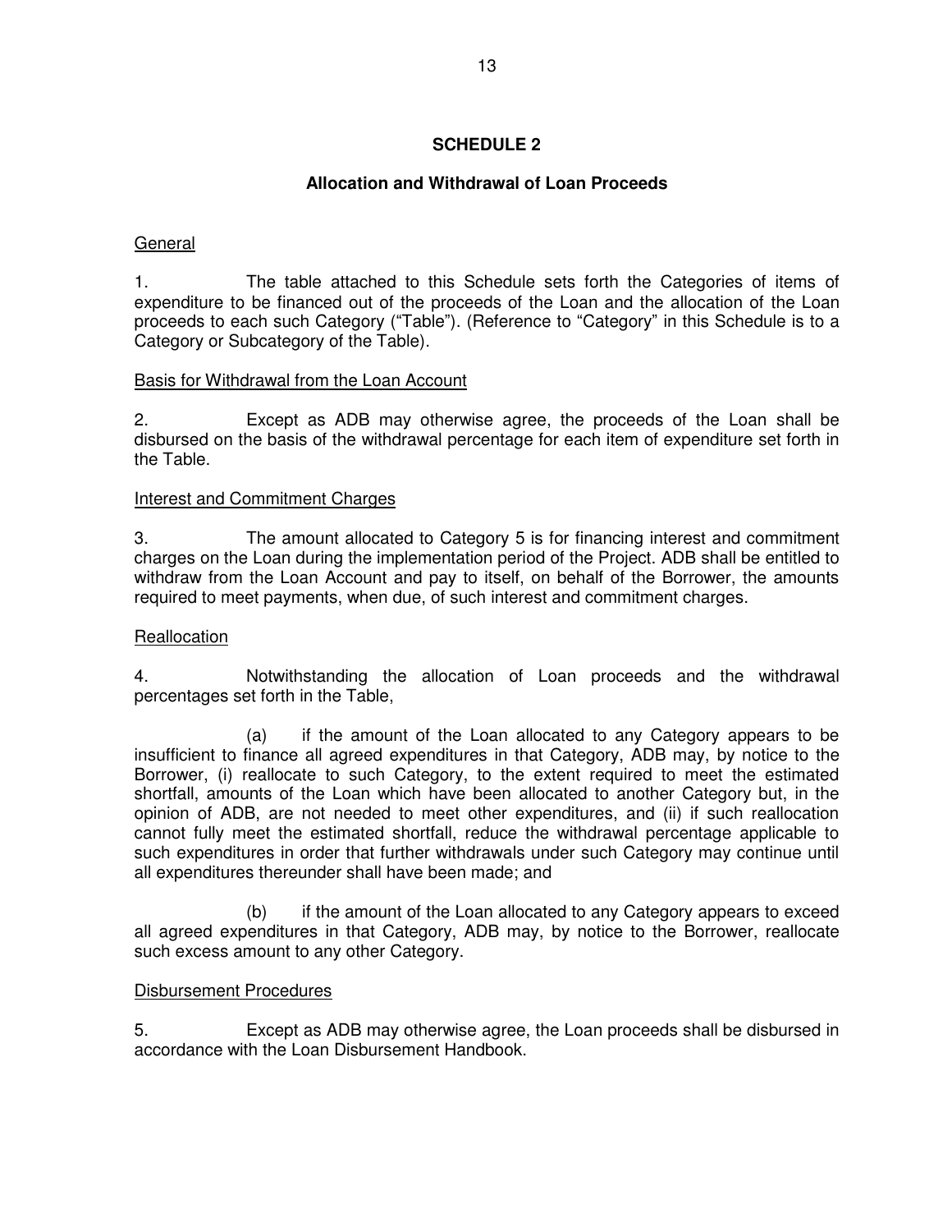# SCHEDULE 2

## Allocation and Withdrawal of Loan Proceeds

### General

1. The table attached to this Schedule sets forth the Categories of items of expenditure to be financed out of the proceeds of the Loan and the allocation of the Loan proceeds to each such Category ("Table"). (Reference to "Category" in this Schedule is to a Category or Subcategory of the Table).

### Basis for Withdrawal from the Loan Account

2. Except as ADB may otherwise agree, the proceeds of the Loan shall be disbursed on the basis of the withdrawal percentage for each item of expenditure set forth in the Table.

### Interest and Commitment Charges

3. The amount allocated to Category 5 is for financing interest and commitment charges on the Loan during the implementation period of the Project. ADB shall be entitled to withdraw from the Loan Account and pay to itself, on behalf of the Borrower, the amounts required to meet payments, when due, of such interest and commitment charges.

### Reallocation

4. Notwithstanding the allocation of Loan proceeds and the withdrawal percentages set forth in the Table,

(a) if the amount of the Loan allocated to any Category appears to be insufficient to finance all agreed expenditures in that Category, ADB may, by notice to the Borrower, (i) reallocate to such Category, to the extent required to meet the estimated shortfall, amounts of the Loan which have been allocated to another Category but, in the opinion of ADB, are not needed to meet other expenditures, and (ii) if such reallocation cannot fully meet the estimated shortfall, reduce the withdrawal percentage applicable to such expenditures in order that further withdrawals under such Category may continue until all expenditures thereunder shall have been made; and

(b) if the amount of the Loan allocated to any Category appears to exceed all agreed expenditures in that Category, ADB may, by notice to the Borrower, reallocate such excess amount to any other Category.

### Disbursement Procedures

5. Except as ADB may otherwise agree, the Loan proceeds shall be disbursed in accordance with the Loan Disbursement Handbook.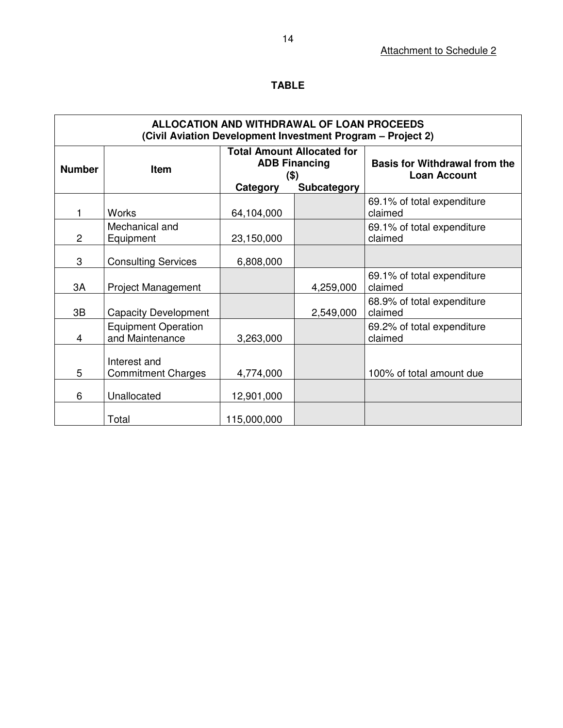Attachment to Schedule 2

**TABLE**

| ALLOCATION AND WITHDRAWAL OF LOAN PROCEEDS (Civil Aviation Development Investment Program – Project 2) | | | | |
|---|---|---|---|---|
| **Number** | **Item** | **Total Amount Allocated for ADB Financing ($)** | | **Basis for Withdrawal from the Loan Account** |
| | | **Category** | **Subcategory** | |
| 1 | Works | 64,104,000 | | 69.1% of total expenditure claimed |
| 2 | Mechanical and Equipment | 23,150,000 | | 69.1% of total expenditure claimed |
| 3 | Consulting Services | 6,808,000 | | |
| 3A | Project Management | | 4,259,000 | 69.1% of total expenditure claimed |
| 3B | Capacity Development | | 2,549,000 | 68.9% of total expenditure claimed |
| 4 | Equipment Operation and Maintenance | 3,263,000 | | 69.2% of total expenditure claimed |
| 5 | Interest and Commitment Charges | 4,774,000 | | 100% of total amount due |
| 6 | Unallocated | 12,901,000 | | |
| | Total | 115,000,000 | | |